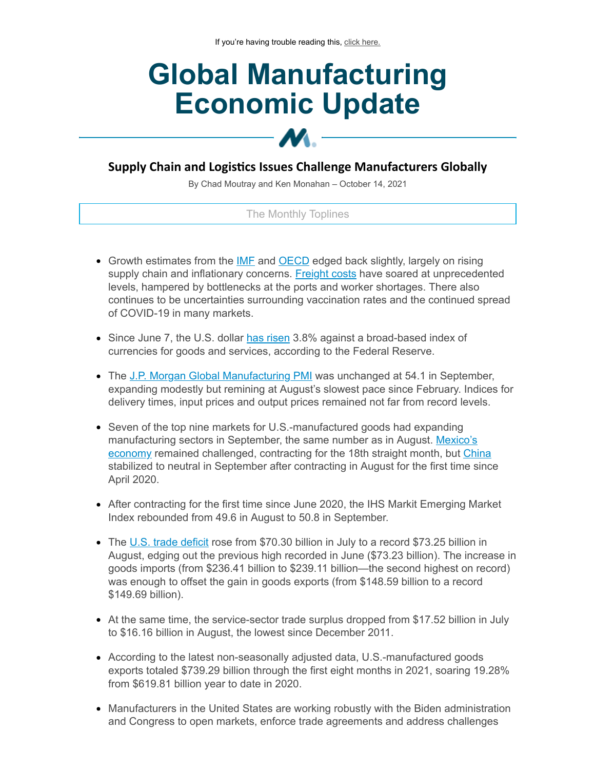If you're having trouble reading this, click here.

# Global Manufacturing Economic Update

## Supply Chain and Logistics Issues Challenge Manufacturers Globally

By Chad Moutray and Ken Monahan – October 14, 2021

The Monthly Toplines

- Growth estimates from the IMF and OECD edged back slightly, largely on rising supply chain and inflationary concerns. Freight costs have soared at unprecedented levels, hampered by bottlenecks at the ports and worker shortages. There also continues to be uncertainties surrounding vaccination rates and the continued spread of COVID-19 in many markets.

- Since June 7, the U.S. dollar has risen 3.8% against a broad-based index of currencies for goods and services, according to the Federal Reserve.

- The J.P. Morgan Global Manufacturing PMI was unchanged at 54.1 in September, expanding modestly but remining at August's slowest pace since February. Indices for delivery times, input prices and output prices remained not far from record levels.

- Seven of the top nine markets for U.S.-manufactured goods had expanding manufacturing sectors in September, the same number as in August. Mexico's economy remained challenged, contracting for the 18th straight month, but China stabilized to neutral in September after contracting in August for the first time since April 2020.

- After contracting for the first time since June 2020, the IHS Markit Emerging Market Index rebounded from 49.6 in August to 50.8 in September.

- The U.S. trade deficit rose from $70.30 billion in July to a record $73.25 billion in August, edging out the previous high recorded in June ($73.23 billion). The increase in goods imports (from $236.41 billion to $239.11 billion—the second highest on record) was enough to offset the gain in goods exports (from $148.59 billion to a record $149.69 billion).

- At the same time, the service-sector trade surplus dropped from $17.52 billion in July to $16.16 billion in August, the lowest since December 2011.

- According to the latest non-seasonally adjusted data, U.S.-manufactured goods exports totaled $739.29 billion through the first eight months in 2021, soaring 19.28% from $619.81 billion year to date in 2020.

- Manufacturers in the United States are working robustly with the Biden administration and Congress to open markets, enforce trade agreements and address challenges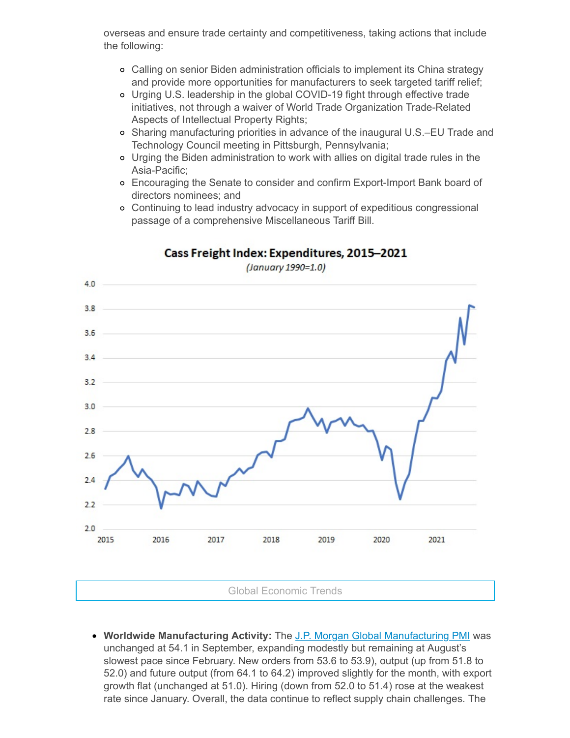overseas and ensure trade certainty and competitiveness, taking actions that include the following:

- Calling on senior Biden administration officials to implement its China strategy and provide more opportunities for manufacturers to seek targeted tariff relief;
- Urging U.S. leadership in the global COVID-19 fight through effective trade initiatives, not through a waiver of World Trade Organization Trade-Related Aspects of Intellectual Property Rights;
- Sharing manufacturing priorities in advance of the inaugural U.S.–EU Trade and Technology Council meeting in Pittsburgh, Pennsylvania;
- Urging the Biden administration to work with allies on digital trade rules in the Asia-Pacific;
- Encouraging the Senate to consider and confirm Export-Import Bank board of directors nominees; and
- Continuing to lead industry advocacy in support of expeditious congressional passage of a comprehensive Miscellaneous Tariff Bill.

**Cass Freight Index: Expenditures, 2015–2021**

*(January 1990=1.0)*

## Global Economic Trends

- **Worldwide Manufacturing Activity:** The J.P. Morgan Global Manufacturing PMI was unchanged at 54.1 in September, expanding modestly but remaining at August's slowest pace since February. New orders from 53.6 to 53.9), output (up from 51.8 to 52.0) and future output (from 64.1 to 64.2) improved slightly for the month, with export growth flat (unchanged at 51.0). Hiring (down from 52.0 to 51.4) rose at the weakest rate since January. Overall, the data continue to reflect supply chain challenges. The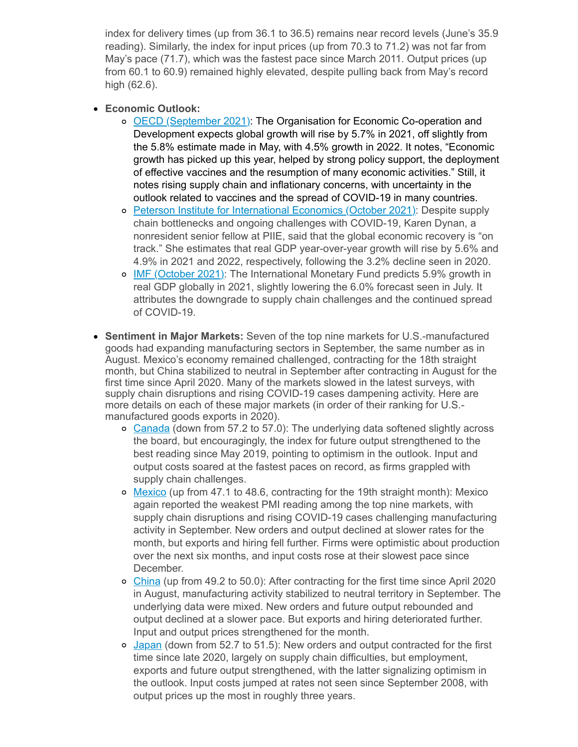index for delivery times (up from 36.1 to 36.5) remains near record levels (June's 35.9 reading). Similarly, the index for input prices (up from 70.3 to 71.2) was not far from May's pace (71.7), which was the fastest pace since March 2011. Output prices (up from 60.1 to 60.9) remained highly elevated, despite pulling back from May's record high (62.6).

- **Economic Outlook:**
  - [OECD (September 2021)](): The Organisation for Economic Co-operation and Development expects global growth will rise by 5.7% in 2021, off slightly from the 5.8% estimate made in May, with 4.5% growth in 2022. It notes, "Economic growth has picked up this year, helped by strong policy support, the deployment of effective vaccines and the resumption of many economic activities." Still, it notes rising supply chain and inflationary concerns, with uncertainty in the outlook related to vaccines and the spread of COVID-19 in many countries.
  - [Peterson Institute for International Economics (October 2021)](): Despite supply chain bottlenecks and ongoing challenges with COVID-19, Karen Dynan, a nonresident senior fellow at PIIE, said that the global economic recovery is "on track." She estimates that real GDP year-over-year growth will rise by 5.6% and 4.9% in 2021 and 2022, respectively, following the 3.2% decline seen in 2020.
  - [IMF (October 2021)](): The International Monetary Fund predicts 5.9% growth in real GDP globally in 2021, slightly lowering the 6.0% forecast seen in July. It attributes the downgrade to supply chain challenges and the continued spread of COVID-19.

- **Sentiment in Major Markets:** Seven of the top nine markets for U.S.-manufactured goods had expanding manufacturing sectors in September, the same number as in August. Mexico's economy remained challenged, contracting for the 18th straight month, but China stabilized to neutral in September after contracting in August for the first time since April 2020. Many of the markets slowed in the latest surveys, with supply chain disruptions and rising COVID-19 cases dampening activity. Here are more details on each of these major markets (in order of their ranking for U.S.-manufactured goods exports in 2020).
  - [Canada]() (down from 57.2 to 57.0): The underlying data softened slightly across the board, but encouragingly, the index for future output strengthened to the best reading since May 2019, pointing to optimism in the outlook. Input and output costs soared at the fastest paces on record, as firms grappled with supply chain challenges.
  - [Mexico]() (up from 47.1 to 48.6, contracting for the 19th straight month): Mexico again reported the weakest PMI reading among the top nine markets, with supply chain disruptions and rising COVID-19 cases challenging manufacturing activity in September. New orders and output declined at slower rates for the month, but exports and hiring fell further. Firms were optimistic about production over the next six months, and input costs rose at their slowest pace since December.
  - [China]() (up from 49.2 to 50.0): After contracting for the first time since April 2020 in August, manufacturing activity stabilized to neutral territory in September. The underlying data were mixed. New orders and future output rebounded and output declined at a slower pace. But exports and hiring deteriorated further. Input and output prices strengthened for the month.
  - [Japan]() (down from 52.7 to 51.5): New orders and output contracted for the first time since late 2020, largely on supply chain difficulties, but employment, exports and future output strengthened, with the latter signalizing optimism in the outlook. Input costs jumped at rates not seen since September 2008, with output prices up the most in roughly three years.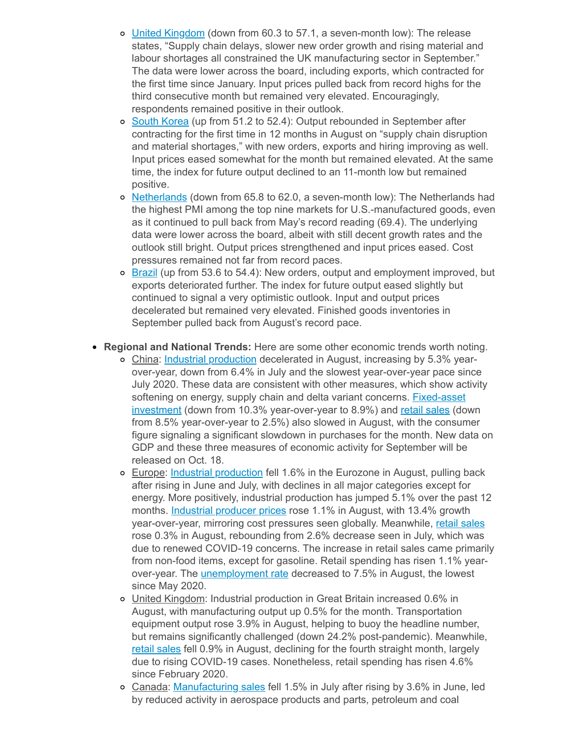- United Kingdom (down from 60.3 to 57.1, a seven-month low): The release states, "Supply chain delays, slower new order growth and rising material and labour shortages all constrained the UK manufacturing sector in September." The data were lower across the board, including exports, which contracted for the first time since January. Input prices pulled back from record highs for the third consecutive month but remained very elevated. Encouragingly, respondents remained positive in their outlook.
- South Korea (up from 51.2 to 52.4): Output rebounded in September after contracting for the first time in 12 months in August on "supply chain disruption and material shortages," with new orders, exports and hiring improving as well. Input prices eased somewhat for the month but remained elevated. At the same time, the index for future output declined to an 11-month low but remained positive.
- Netherlands (down from 65.8 to 62.0, a seven-month low): The Netherlands had the highest PMI among the top nine markets for U.S.-manufactured goods, even as it continued to pull back from May's record reading (69.4). The underlying data were lower across the board, albeit with still decent growth rates and the outlook still bright. Output prices strengthened and input prices eased. Cost pressures remained not far from record paces.
- Brazil (up from 53.6 to 54.4): New orders, output and employment improved, but exports deteriorated further. The index for future output eased slightly but continued to signal a very optimistic outlook. Input and output prices decelerated but remained very elevated. Finished goods inventories in September pulled back from August's record pace.

- **Regional and National Trends:** Here are some other economic trends worth noting.
  - China: Industrial production decelerated in August, increasing by 5.3% year-over-year, down from 6.4% in July and the slowest year-over-year pace since July 2020. These data are consistent with other measures, which show activity softening on energy, supply chain and delta variant concerns. Fixed-asset investment (down from 10.3% year-over-year to 8.9%) and retail sales (down from 8.5% year-over-year to 2.5%) also slowed in August, with the consumer figure signaling a significant slowdown in purchases for the month. New data on GDP and these three measures of economic activity for September will be released on Oct. 18.
  - Europe: Industrial production fell 1.6% in the Eurozone in August, pulling back after rising in June and July, with declines in all major categories except for energy. More positively, industrial production has jumped 5.1% over the past 12 months. Industrial producer prices rose 1.1% in August, with 13.4% growth year-over-year, mirroring cost pressures seen globally. Meanwhile, retail sales rose 0.3% in August, rebounding from 2.6% decrease seen in July, which was due to renewed COVID-19 concerns. The increase in retail sales came primarily from non-food items, except for gasoline. Retail spending has risen 1.1% year-over-year. The unemployment rate decreased to 7.5% in August, the lowest since May 2020.
  - United Kingdom: Industrial production in Great Britain increased 0.6% in August, with manufacturing output up 0.5% for the month. Transportation equipment output rose 3.9% in August, helping to buoy the headline number, but remains significantly challenged (down 24.2% post-pandemic). Meanwhile, retail sales fell 0.9% in August, declining for the fourth straight month, largely due to rising COVID-19 cases. Nonetheless, retail spending has risen 4.6% since February 2020.
  - Canada: Manufacturing sales fell 1.5% in July after rising by 3.6% in June, led by reduced activity in aerospace products and parts, petroleum and coal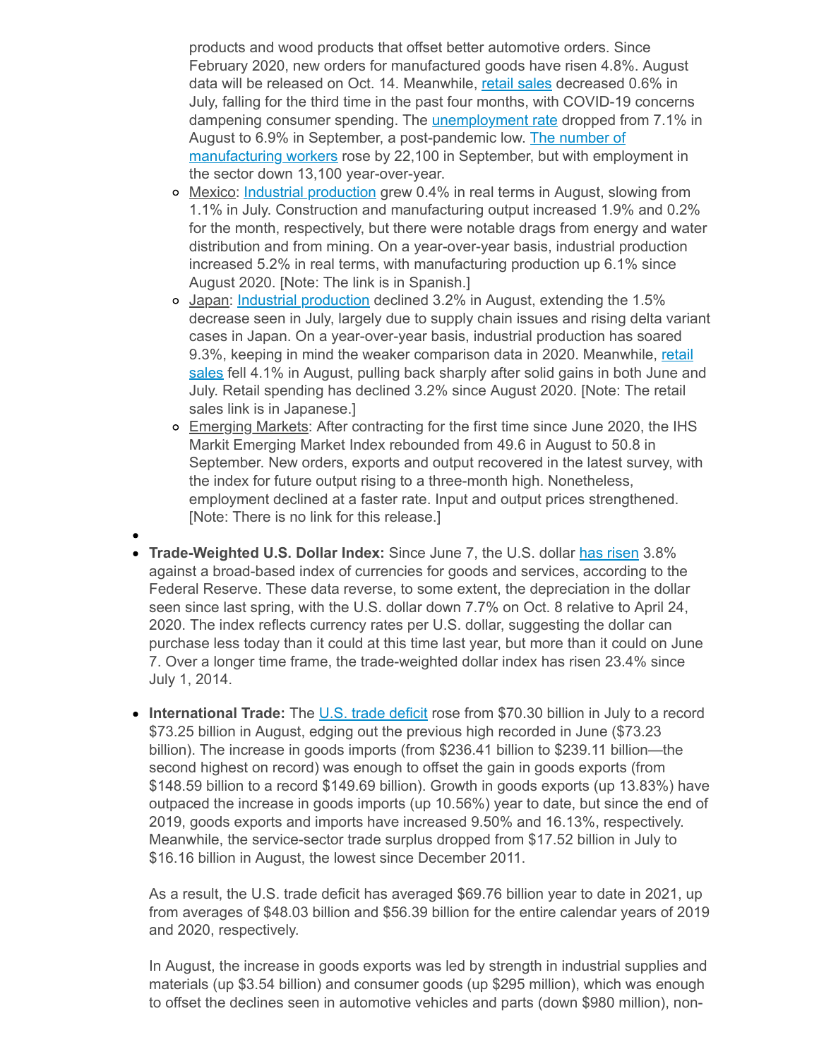products and wood products that offset better automotive orders. Since February 2020, new orders for manufactured goods have risen 4.8%. August data will be released on Oct. 14. Meanwhile, retail sales decreased 0.6% in July, falling for the third time in the past four months, with COVID-19 concerns dampening consumer spending. The unemployment rate dropped from 7.1% in August to 6.9% in September, a post-pandemic low. The number of manufacturing workers rose by 22,100 in September, but with employment in the sector down 13,100 year-over-year.

  - Mexico: Industrial production grew 0.4% in real terms in August, slowing from 1.1% in July. Construction and manufacturing output increased 1.9% and 0.2% for the month, respectively, but there were notable drags from energy and water distribution and from mining. On a year-over-year basis, industrial production increased 5.2% in real terms, with manufacturing production up 6.1% since August 2020. [Note: The link is in Spanish.]
  - Japan: Industrial production declined 3.2% in August, extending the 1.5% decrease seen in July, largely due to supply chain issues and rising delta variant cases in Japan. On a year-over-year basis, industrial production has soared 9.3%, keeping in mind the weaker comparison data in 2020. Meanwhile, retail sales fell 4.1% in August, pulling back sharply after solid gains in both June and July. Retail spending has declined 3.2% since August 2020. [Note: The retail sales link is in Japanese.]
  - Emerging Markets: After contracting for the first time since June 2020, the IHS Markit Emerging Market Index rebounded from 49.6 in August to 50.8 in September. New orders, exports and output recovered in the latest survey, with the index for future output rising to a three-month high. Nonetheless, employment declined at a faster rate. Input and output prices strengthened. [Note: There is no link for this release.]

- **Trade-Weighted U.S. Dollar Index:** Since June 7, the U.S. dollar has risen 3.8% against a broad-based index of currencies for goods and services, according to the Federal Reserve. These data reverse, to some extent, the depreciation in the dollar seen since last spring, with the U.S. dollar down 7.7% on Oct. 8 relative to April 24, 2020. The index reflects currency rates per U.S. dollar, suggesting the dollar can purchase less today than it could at this time last year, but more than it could on June 7. Over a longer time frame, the trade-weighted dollar index has risen 23.4% since July 1, 2014.

- **International Trade:** The U.S. trade deficit rose from $70.30 billion in July to a record $73.25 billion in August, edging out the previous high recorded in June ($73.23 billion). The increase in goods imports (from $236.41 billion to $239.11 billion—the second highest on record) was enough to offset the gain in goods exports (from $148.59 billion to a record $149.69 billion). Growth in goods exports (up 13.83%) have outpaced the increase in goods imports (up 10.56%) year to date, but since the end of 2019, goods exports and imports have increased 9.50% and 16.13%, respectively. Meanwhile, the service-sector trade surplus dropped from $17.52 billion in July to $16.16 billion in August, the lowest since December 2011.

  As a result, the U.S. trade deficit has averaged $69.76 billion year to date in 2021, up from averages of $48.03 billion and $56.39 billion for the entire calendar years of 2019 and 2020, respectively.

  In August, the increase in goods exports was led by strength in industrial supplies and materials (up $3.54 billion) and consumer goods (up $295 million), which was enough to offset the declines seen in automotive vehicles and parts (down $980 million), non-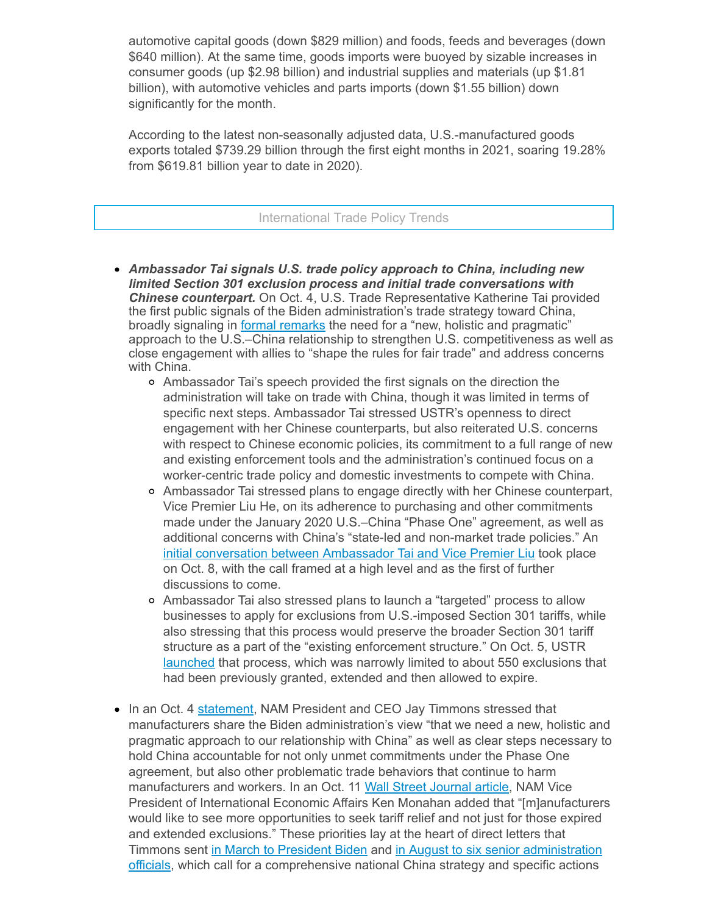automotive capital goods (down $829 million) and foods, feeds and beverages (down $640 million). At the same time, goods imports were buoyed by sizable increases in consumer goods (up $2.98 billion) and industrial supplies and materials (up $1.81 billion), with automotive vehicles and parts imports (down $1.55 billion) down significantly for the month.

According to the latest non-seasonally adjusted data, U.S.-manufactured goods exports totaled $739.29 billion through the first eight months in 2021, soaring 19.28% from $619.81 billion year to date in 2020).

## International Trade Policy Trends

- ***Ambassador Tai signals U.S. trade policy approach to China, including new limited Section 301 exclusion process and initial trade conversations with Chinese counterpart.*** On Oct. 4, U.S. Trade Representative Katherine Tai provided the first public signals of the Biden administration's trade strategy toward China, broadly signaling in formal remarks the need for a "new, holistic and pragmatic" approach to the U.S.–China relationship to strengthen U.S. competitiveness as well as close engagement with allies to "shape the rules for fair trade" and address concerns with China.
    - Ambassador Tai's speech provided the first signals on the direction the administration will take on trade with China, though it was limited in terms of specific next steps. Ambassador Tai stressed USTR's openness to direct engagement with her Chinese counterparts, but also reiterated U.S. concerns with respect to Chinese economic policies, its commitment to a full range of new and existing enforcement tools and the administration's continued focus on a worker-centric trade policy and domestic investments to compete with China.
    - Ambassador Tai stressed plans to engage directly with her Chinese counterpart, Vice Premier Liu He, on its adherence to purchasing and other commitments made under the January 2020 U.S.–China "Phase One" agreement, as well as additional concerns with China's "state-led and non-market trade policies." An initial conversation between Ambassador Tai and Vice Premier Liu took place on Oct. 8, with the call framed at a high level and as the first of further discussions to come.
    - Ambassador Tai also stressed plans to launch a "targeted" process to allow businesses to apply for exclusions from U.S.-imposed Section 301 tariffs, while also stressing that this process would preserve the broader Section 301 tariff structure as a part of the "existing enforcement structure." On Oct. 5, USTR launched that process, which was narrowly limited to about 550 exclusions that had been previously granted, extended and then allowed to expire.

- In an Oct. 4 statement, NAM President and CEO Jay Timmons stressed that manufacturers share the Biden administration's view "that we need a new, holistic and pragmatic approach to our relationship with China" as well as clear steps necessary to hold China accountable for not only unmet commitments under the Phase One agreement, but also other problematic trade behaviors that continue to harm manufacturers and workers. In an Oct. 11 Wall Street Journal article, NAM Vice President of International Economic Affairs Ken Monahan added that "[m]anufacturers would like to see more opportunities to seek tariff relief and not just for those expired and extended exclusions." These priorities lay at the heart of direct letters that Timmons sent in March to President Biden and in August to six senior administration officials, which call for a comprehensive national China strategy and specific actions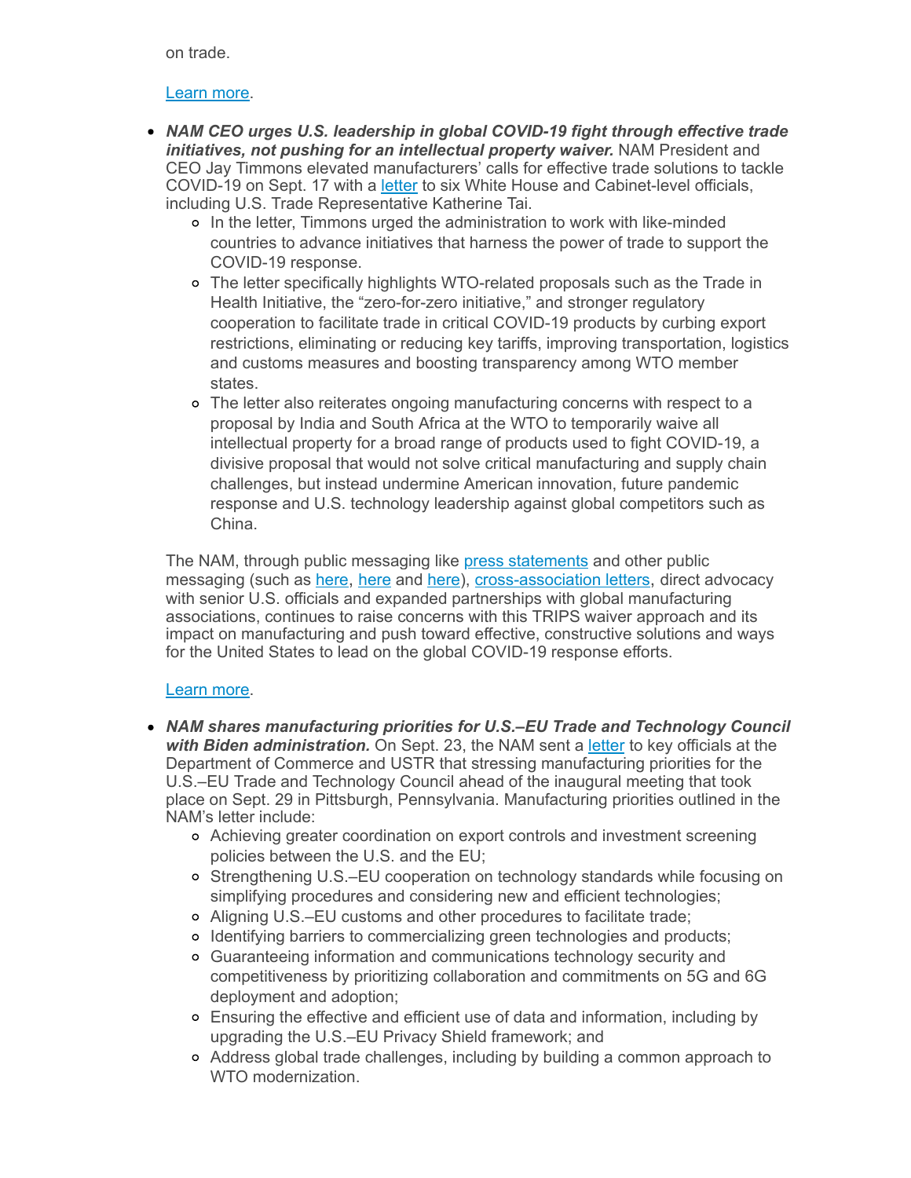on trade.

Learn more.

- ***NAM CEO urges U.S. leadership in global COVID-19 fight through effective trade initiatives, not pushing for an intellectual property waiver.*** NAM President and CEO Jay Timmons elevated manufacturers' calls for effective trade solutions to tackle COVID-19 on Sept. 17 with a letter to six White House and Cabinet-level officials, including U.S. Trade Representative Katherine Tai.
  - In the letter, Timmons urged the administration to work with like-minded countries to advance initiatives that harness the power of trade to support the COVID-19 response.
  - The letter specifically highlights WTO-related proposals such as the Trade in Health Initiative, the "zero-for-zero initiative," and stronger regulatory cooperation to facilitate trade in critical COVID-19 products by curbing export restrictions, eliminating or reducing key tariffs, improving transportation, logistics and customs measures and boosting transparency among WTO member states.
  - The letter also reiterates ongoing manufacturing concerns with respect to a proposal by India and South Africa at the WTO to temporarily waive all intellectual property for a broad range of products used to fight COVID-19, a divisive proposal that would not solve critical manufacturing and supply chain challenges, but instead undermine American innovation, future pandemic response and U.S. technology leadership against global competitors such as China.

  The NAM, through public messaging like press statements and other public messaging (such as here, here and here), cross-association letters, direct advocacy with senior U.S. officials and expanded partnerships with global manufacturing associations, continues to raise concerns with this TRIPS waiver approach and its impact on manufacturing and push toward effective, constructive solutions and ways for the United States to lead on the global COVID-19 response efforts.

  Learn more.

- ***NAM shares manufacturing priorities for U.S.–EU Trade and Technology Council with Biden administration.*** On Sept. 23, the NAM sent a letter to key officials at the Department of Commerce and USTR that stressing manufacturing priorities for the U.S.–EU Trade and Technology Council ahead of the inaugural meeting that took place on Sept. 29 in Pittsburgh, Pennsylvania. Manufacturing priorities outlined in the NAM's letter include:
  - Achieving greater coordination on export controls and investment screening policies between the U.S. and the EU;
  - Strengthening U.S.–EU cooperation on technology standards while focusing on simplifying procedures and considering new and efficient technologies;
  - Aligning U.S.–EU customs and other procedures to facilitate trade;
  - Identifying barriers to commercializing green technologies and products;
  - Guaranteeing information and communications technology security and competitiveness by prioritizing collaboration and commitments on 5G and 6G deployment and adoption;
  - Ensuring the effective and efficient use of data and information, including by upgrading the U.S.–EU Privacy Shield framework; and
  - Address global trade challenges, including by building a common approach to WTO modernization.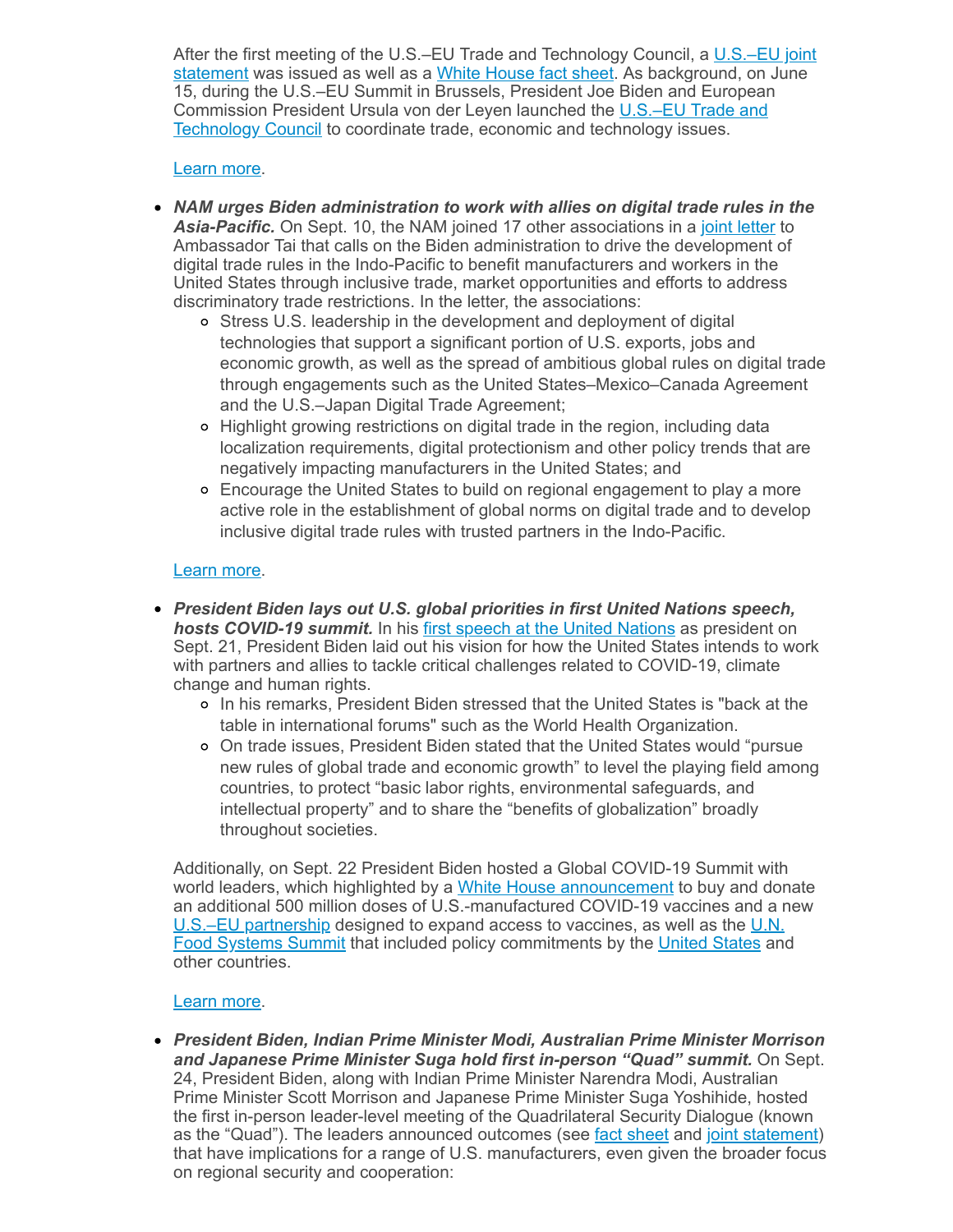After the first meeting of the U.S.–EU Trade and Technology Council, a U.S.–EU joint statement was issued as well as a White House fact sheet. As background, on June 15, during the U.S.–EU Summit in Brussels, President Joe Biden and European Commission President Ursula von der Leyen launched the U.S.–EU Trade and Technology Council to coordinate trade, economic and technology issues.

Learn more.

- ***NAM urges Biden administration to work with allies on digital trade rules in the Asia-Pacific.*** On Sept. 10, the NAM joined 17 other associations in a joint letter to Ambassador Tai that calls on the Biden administration to drive the development of digital trade rules in the Indo-Pacific to benefit manufacturers and workers in the United States through inclusive trade, market opportunities and efforts to address discriminatory trade restrictions. In the letter, the associations:
  - Stress U.S. leadership in the development and deployment of digital technologies that support a significant portion of U.S. exports, jobs and economic growth, as well as the spread of ambitious global rules on digital trade through engagements such as the United States–Mexico–Canada Agreement and the U.S.–Japan Digital Trade Agreement;
  - Highlight growing restrictions on digital trade in the region, including data localization requirements, digital protectionism and other policy trends that are negatively impacting manufacturers in the United States; and
  - Encourage the United States to build on regional engagement to play a more active role in the establishment of global norms on digital trade and to develop inclusive digital trade rules with trusted partners in the Indo-Pacific.

Learn more.

- ***President Biden lays out U.S. global priorities in first United Nations speech, hosts COVID-19 summit.*** In his first speech at the United Nations as president on Sept. 21, President Biden laid out his vision for how the United States intends to work with partners and allies to tackle critical challenges related to COVID-19, climate change and human rights.
  - In his remarks, President Biden stressed that the United States is "back at the table in international forums" such as the World Health Organization.
  - On trade issues, President Biden stated that the United States would “pursue new rules of global trade and economic growth” to level the playing field among countries, to protect “basic labor rights, environmental safeguards, and intellectual property” and to share the “benefits of globalization” broadly throughout societies.

Additionally, on Sept. 22 President Biden hosted a Global COVID-19 Summit with world leaders, which highlighted by a White House announcement to buy and donate an additional 500 million doses of U.S.-manufactured COVID-19 vaccines and a new U.S.–EU partnership designed to expand access to vaccines, as well as the U.N. Food Systems Summit that included policy commitments by the United States and other countries.

Learn more.

- ***President Biden, Indian Prime Minister Modi, Australian Prime Minister Morrison and Japanese Prime Minister Suga hold first in-person “Quad” summit.*** On Sept. 24, President Biden, along with Indian Prime Minister Narendra Modi, Australian Prime Minister Scott Morrison and Japanese Prime Minister Suga Yoshihide, hosted the first in-person leader-level meeting of the Quadrilateral Security Dialogue (known as the “Quad”). The leaders announced outcomes (see fact sheet and joint statement) that have implications for a range of U.S. manufacturers, even given the broader focus on regional security and cooperation: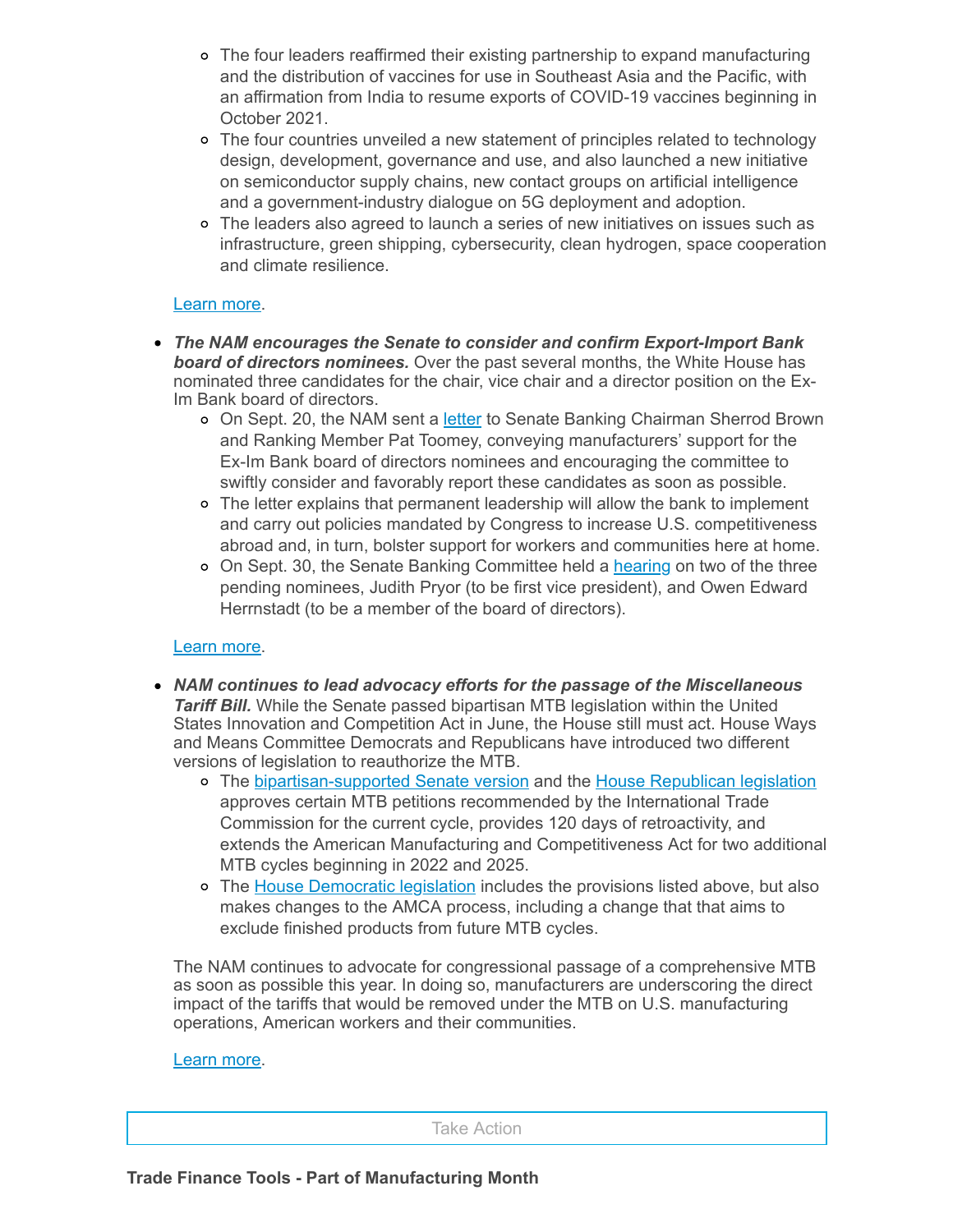- The four leaders reaffirmed their existing partnership to expand manufacturing and the distribution of vaccines for use in Southeast Asia and the Pacific, with an affirmation from India to resume exports of COVID-19 vaccines beginning in October 2021.
- The four countries unveiled a new statement of principles related to technology design, development, governance and use, and also launched a new initiative on semiconductor supply chains, new contact groups on artificial intelligence and a government-industry dialogue on 5G deployment and adoption.
- The leaders also agreed to launch a series of new initiatives on issues such as infrastructure, green shipping, cybersecurity, clean hydrogen, space cooperation and climate resilience.

Learn more.

- ***The NAM encourages the Senate to consider and confirm Export-Import Bank board of directors nominees.*** Over the past several months, the White House has nominated three candidates for the chair, vice chair and a director position on the Ex-Im Bank board of directors.
  - On Sept. 20, the NAM sent a letter to Senate Banking Chairman Sherrod Brown and Ranking Member Pat Toomey, conveying manufacturers' support for the Ex-Im Bank board of directors nominees and encouraging the committee to swiftly consider and favorably report these candidates as soon as possible.
  - The letter explains that permanent leadership will allow the bank to implement and carry out policies mandated by Congress to increase U.S. competitiveness abroad and, in turn, bolster support for workers and communities here at home.
  - On Sept. 30, the Senate Banking Committee held a hearing on two of the three pending nominees, Judith Pryor (to be first vice president), and Owen Edward Herrnstadt (to be a member of the board of directors).

  Learn more.

- ***NAM continues to lead advocacy efforts for the passage of the Miscellaneous Tariff Bill.*** While the Senate passed bipartisan MTB legislation within the United States Innovation and Competition Act in June, the House still must act. House Ways and Means Committee Democrats and Republicans have introduced two different versions of legislation to reauthorize the MTB.
  - The bipartisan-supported Senate version and the House Republican legislation approves certain MTB petitions recommended by the International Trade Commission for the current cycle, provides 120 days of retroactivity, and extends the American Manufacturing and Competitiveness Act for two additional MTB cycles beginning in 2022 and 2025.
  - The House Democratic legislation includes the provisions listed above, but also makes changes to the AMCA process, including a change that that aims to exclude finished products from future MTB cycles.

  The NAM continues to advocate for congressional passage of a comprehensive MTB as soon as possible this year. In doing so, manufacturers are underscoring the direct impact of the tariffs that would be removed under the MTB on U.S. manufacturing operations, American workers and their communities.

  Learn more.

Take Action

**Trade Finance Tools - Part of Manufacturing Month**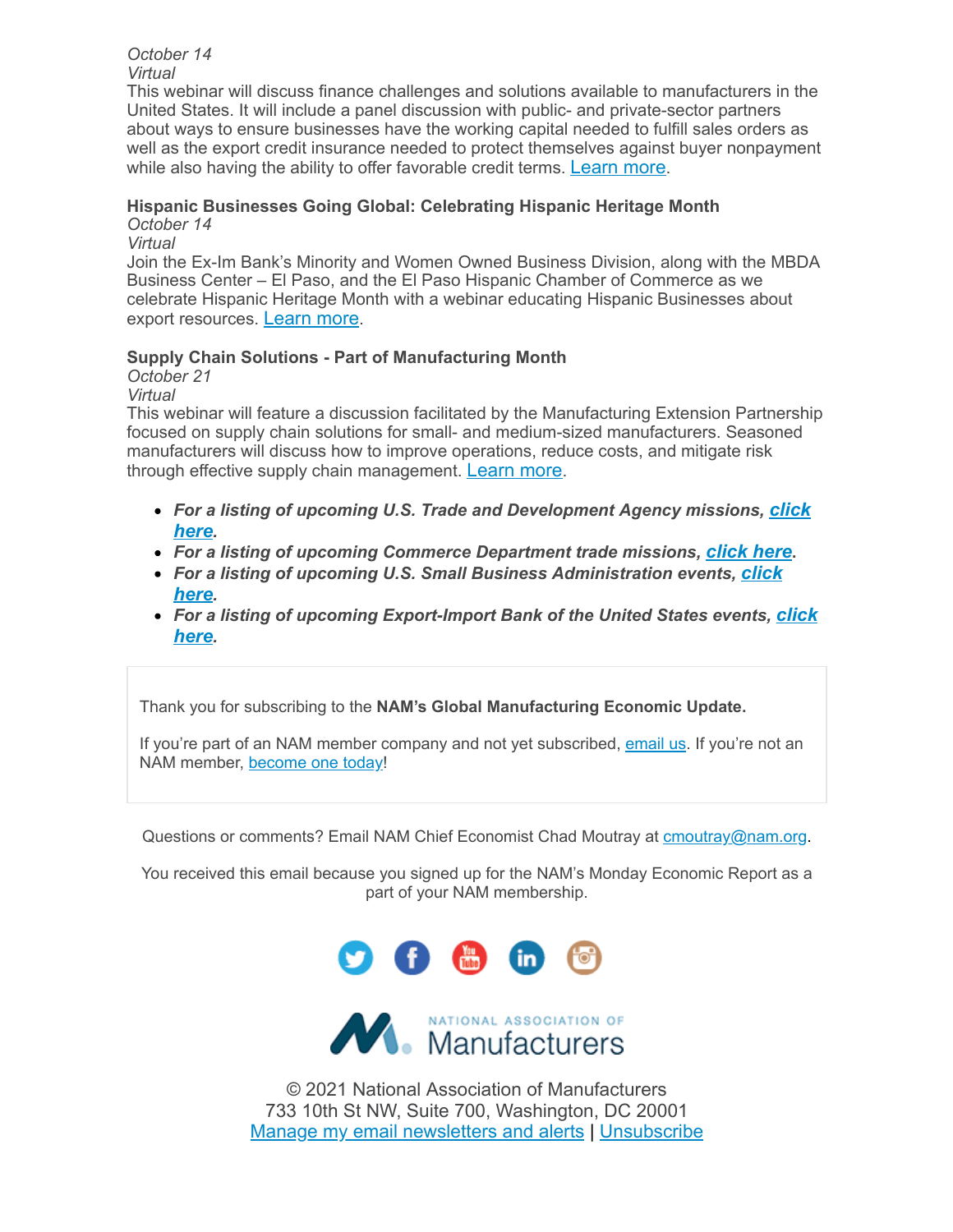*October 14*
*Virtual*
This webinar will discuss finance challenges and solutions available to manufacturers in the United States. It will include a panel discussion with public- and private-sector partners about ways to ensure businesses have the working capital needed to fulfill sales orders as well as the export credit insurance needed to protect themselves against buyer nonpayment while also having the ability to offer favorable credit terms. Learn more.

**Hispanic Businesses Going Global: Celebrating Hispanic Heritage Month**
*October 14*
*Virtual*
Join the Ex-Im Bank's Minority and Women Owned Business Division, along with the MBDA Business Center – El Paso, and the El Paso Hispanic Chamber of Commerce as we celebrate Hispanic Heritage Month with a webinar educating Hispanic Businesses about export resources. Learn more.

**Supply Chain Solutions - Part of Manufacturing Month**
*October 21*
*Virtual*
This webinar will feature a discussion facilitated by the Manufacturing Extension Partnership focused on supply chain solutions for small- and medium-sized manufacturers. Seasoned manufacturers will discuss how to improve operations, reduce costs, and mitigate risk through effective supply chain management. Learn more.

- ***For a listing of upcoming U.S. Trade and Development Agency missions, click here.***
- ***For a listing of upcoming Commerce Department trade missions, click here.***
- ***For a listing of upcoming U.S. Small Business Administration events, click here.***
- ***For a listing of upcoming Export-Import Bank of the United States events, click here.***

Thank you for subscribing to the **NAM's Global Manufacturing Economic Update.**

If you're part of an NAM member company and not yet subscribed, email us. If you're not an NAM member, become one today!

Questions or comments? Email NAM Chief Economist Chad Moutray at cmoutray@nam.org.

You received this email because you signed up for the NAM's Monday Economic Report as a part of your NAM membership.

NATIONAL ASSOCIATION OF Manufacturers

© 2021 National Association of Manufacturers
733 10th St NW, Suite 700, Washington, DC 20001
Manage my email newsletters and alerts | Unsubscribe